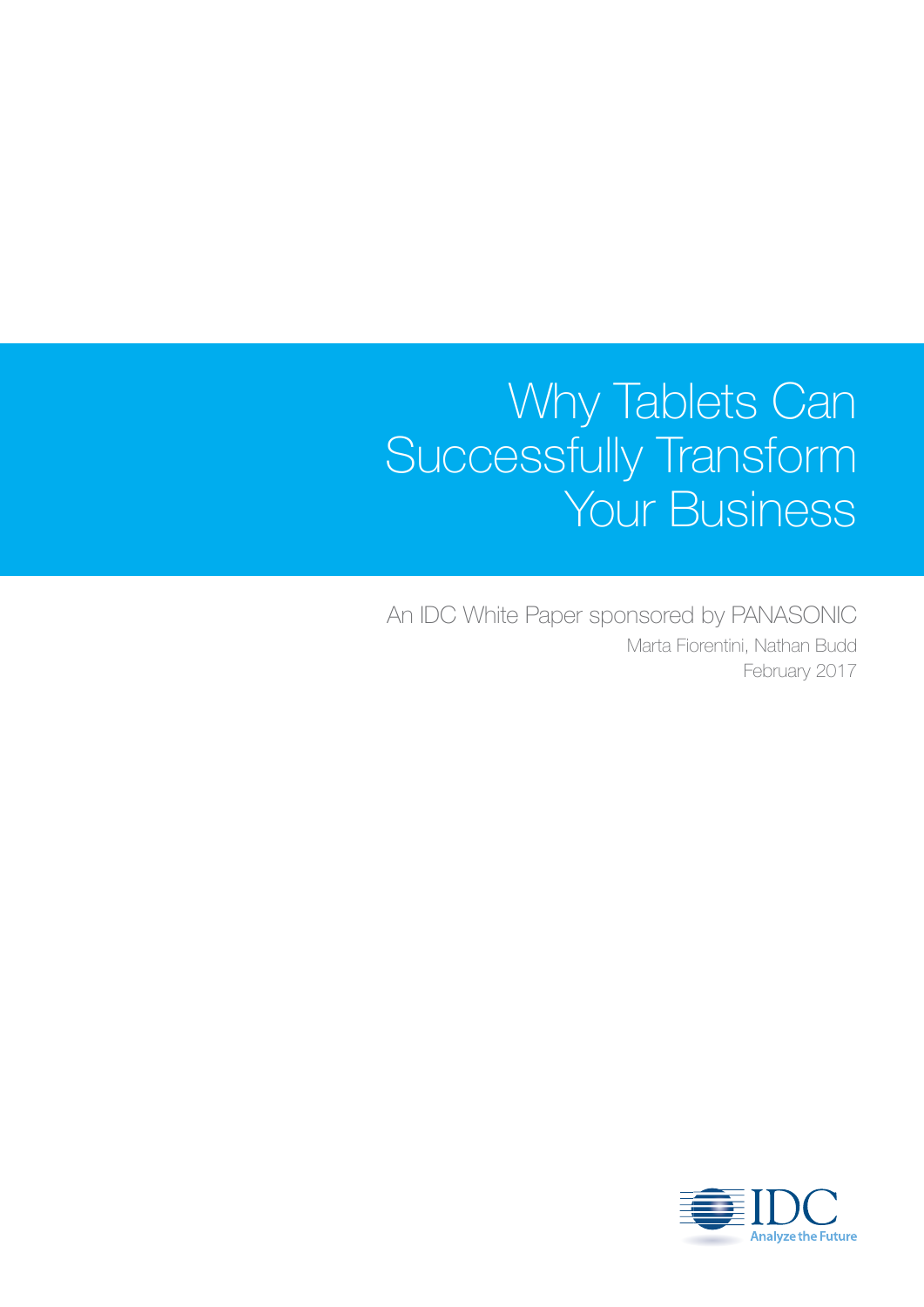# Why Tablets Can Successfully Transform Your Business

An IDC White Paper sponsored by PANASONIC

Marta Fiorentini, Nathan Budd

February 2017

IDC

Analyze the Future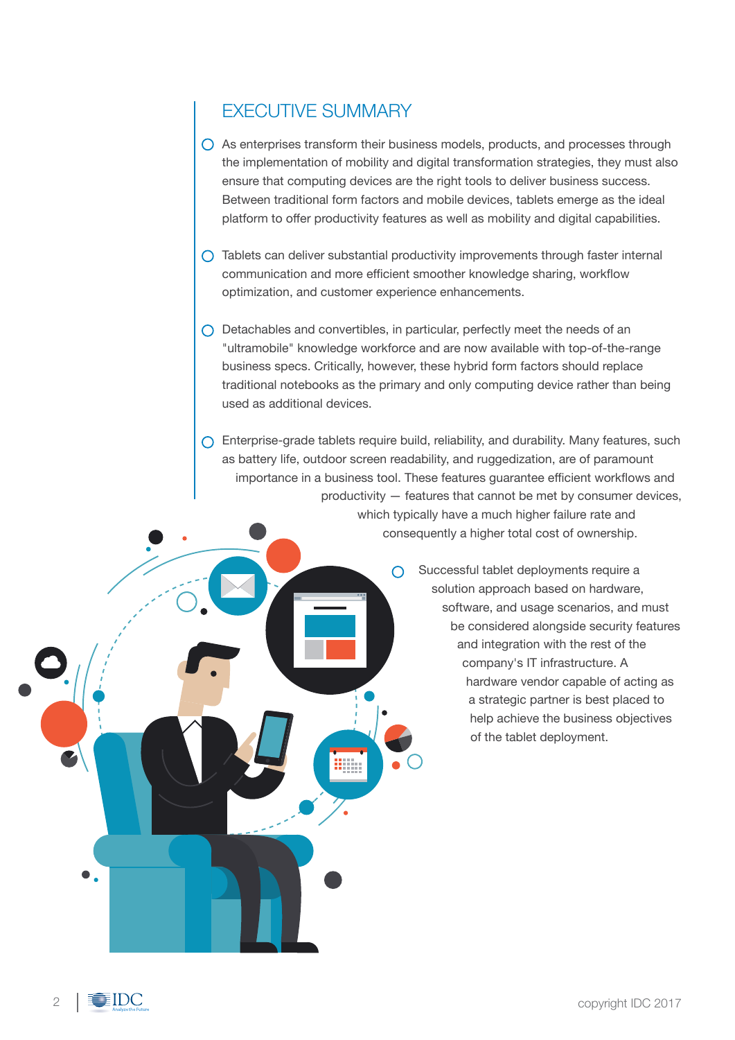# EXECUTIVE SUMMARY

- As enterprises transform their business models, products, and processes through the implementation of mobility and digital transformation strategies, they must also ensure that computing devices are the right tools to deliver business success. Between traditional form factors and mobile devices, tablets emerge as the ideal platform to offer productivity features as well as mobility and digital capabilities.

- Tablets can deliver substantial productivity improvements through faster internal communication and more efficient smoother knowledge sharing, workflow optimization, and customer experience enhancements.

- Detachables and convertibles, in particular, perfectly meet the needs of an "ultramobile" knowledge workforce and are now available with top-of-the-range business specs. Critically, however, these hybrid form factors should replace traditional notebooks as the primary and only computing device rather than being used as additional devices.

- Enterprise-grade tablets require build, reliability, and durability. Many features, such as battery life, outdoor screen readability, and ruggedization, are of paramount importance in a business tool. These features guarantee efficient workflows and productivity — features that cannot be met by consumer devices, which typically have a much higher failure rate and consequently a higher total cost of ownership.

- Successful tablet deployments require a solution approach based on hardware, software, and usage scenarios, and must be considered alongside security features and integration with the rest of the company's IT infrastructure. A hardware vendor capable of acting as a strategic partner is best placed to help achieve the business objectives of the tablet deployment.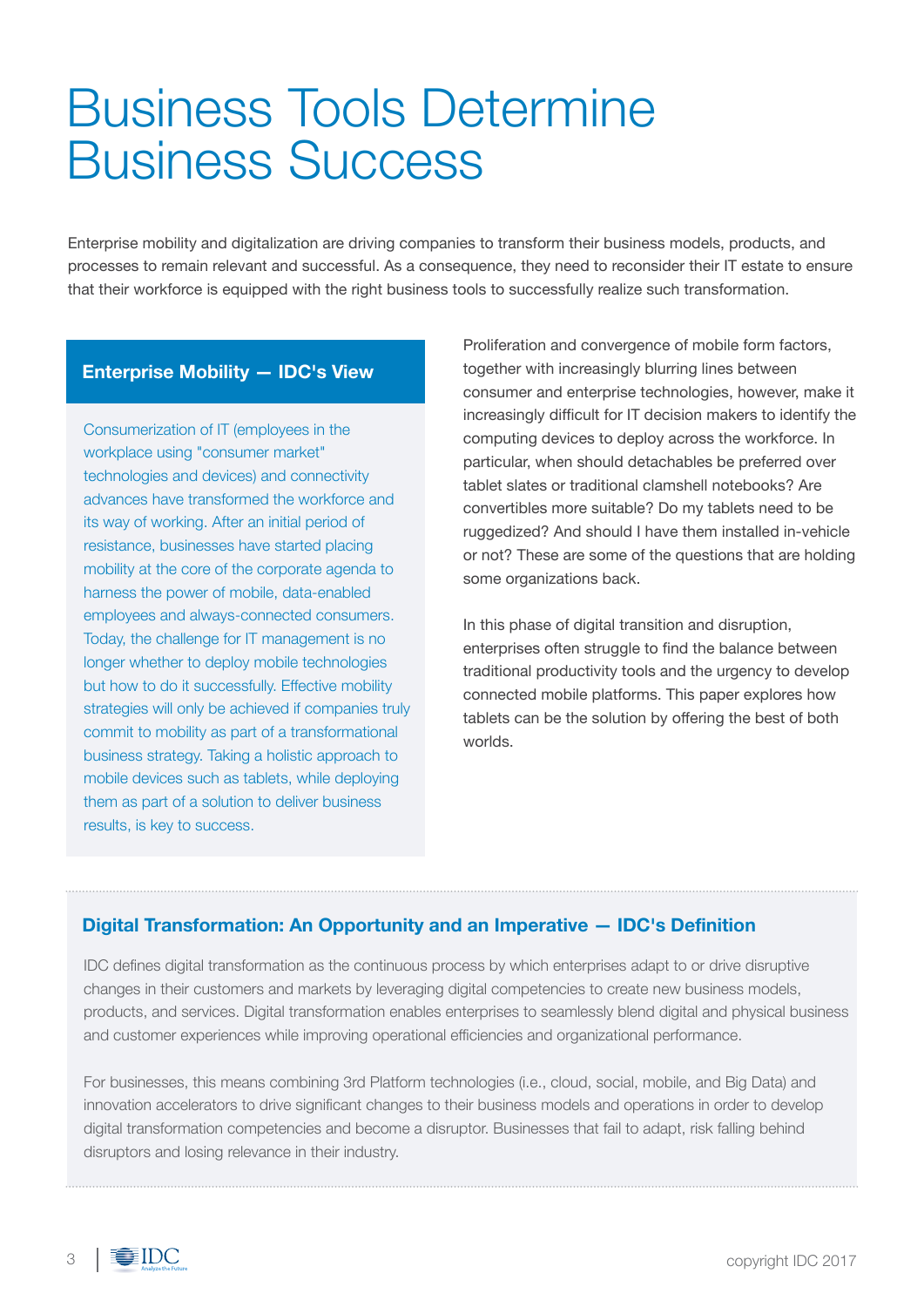# Business Tools Determine Business Success

Enterprise mobility and digitalization are driving companies to transform their business models, products, and processes to remain relevant and successful. As a consequence, they need to reconsider their IT estate to ensure that their workforce is equipped with the right business tools to successfully realize such transformation.

### Enterprise Mobility — IDC's View

Consumerization of IT (employees in the workplace using "consumer market" technologies and devices) and connectivity advances have transformed the workforce and its way of working. After an initial period of resistance, businesses have started placing mobility at the core of the corporate agenda to harness the power of mobile, data-enabled employees and always-connected consumers. Today, the challenge for IT management is no longer whether to deploy mobile technologies but how to do it successfully. Effective mobility strategies will only be achieved if companies truly commit to mobility as part of a transformational business strategy. Taking a holistic approach to mobile devices such as tablets, while deploying them as part of a solution to deliver business results, is key to success.

Proliferation and convergence of mobile form factors, together with increasingly blurring lines between consumer and enterprise technologies, however, make it increasingly difficult for IT decision makers to identify the computing devices to deploy across the workforce. In particular, when should detachables be preferred over tablet slates or traditional clamshell notebooks? Are convertibles more suitable? Do my tablets need to be ruggedized? And should I have them installed in-vehicle or not? These are some of the questions that are holding some organizations back.

In this phase of digital transition and disruption, enterprises often struggle to find the balance between traditional productivity tools and the urgency to develop connected mobile platforms. This paper explores how tablets can be the solution by offering the best of both worlds.

### Digital Transformation: An Opportunity and an Imperative — IDC's Definition

IDC defines digital transformation as the continuous process by which enterprises adapt to or drive disruptive changes in their customers and markets by leveraging digital competencies to create new business models, products, and services. Digital transformation enables enterprises to seamlessly blend digital and physical business and customer experiences while improving operational efficiencies and organizational performance.

For businesses, this means combining 3rd Platform technologies (i.e., cloud, social, mobile, and Big Data) and innovation accelerators to drive significant changes to their business models and operations in order to develop digital transformation competencies and become a disruptor. Businesses that fail to adapt, risk falling behind disruptors and losing relevance in their industry.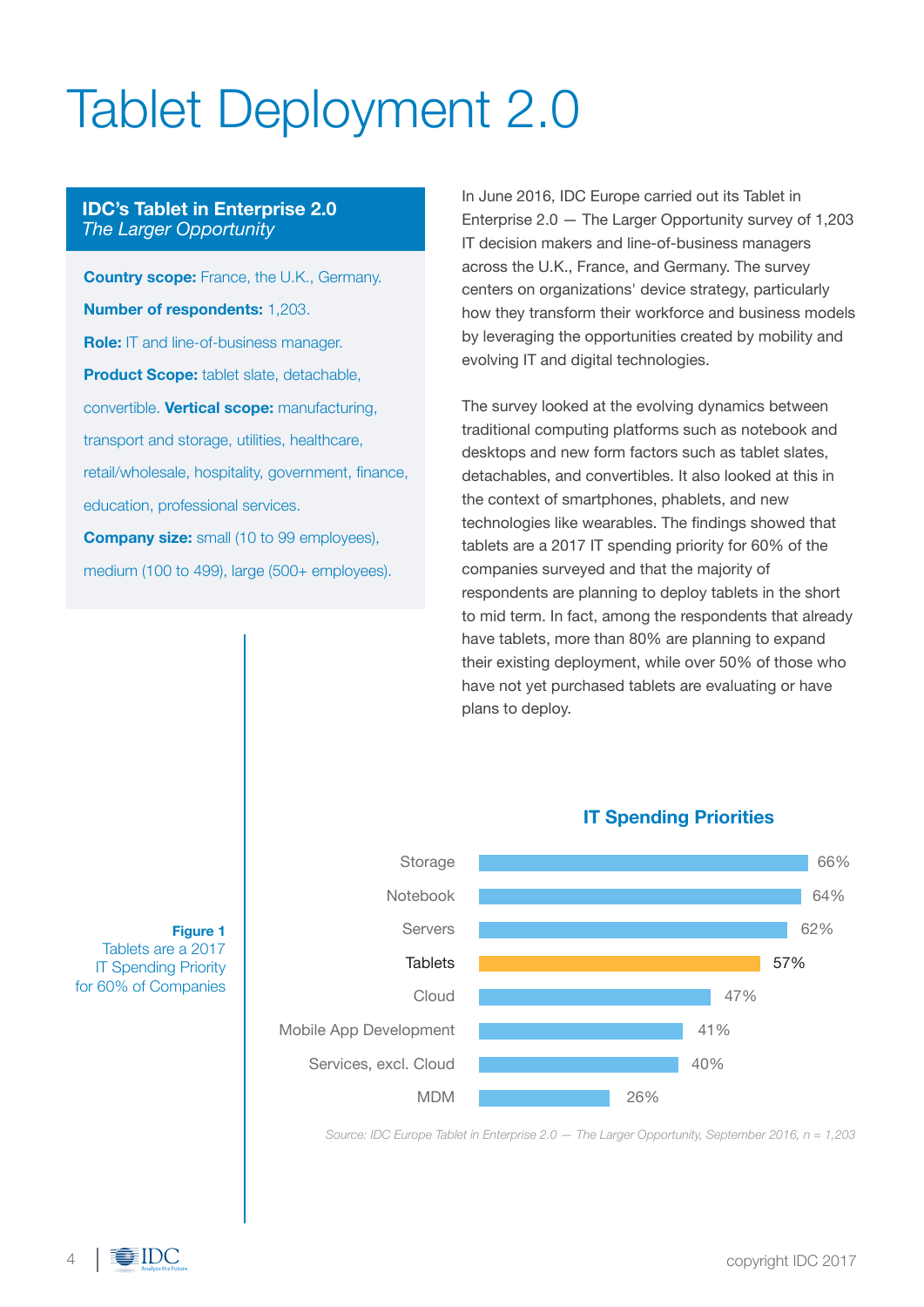# Tablet Deployment 2.0

**IDC's Tablet in Enterprise 2.0**
*The Larger Opportunity*

**Country scope:** France, the U.K., Germany.

**Number of respondents:** 1,203.

**Role:** IT and line-of-business manager.

**Product Scope:** tablet slate, detachable, convertible. **Vertical scope:** manufacturing, transport and storage, utilities, healthcare, retail/wholesale, hospitality, government, finance, education, professional services.

**Company size:** small (10 to 99 employees), medium (100 to 499), large (500+ employees).

In June 2016, IDC Europe carried out its Tablet in Enterprise 2.0 — The Larger Opportunity survey of 1,203 IT decision makers and line-of-business managers across the U.K., France, and Germany. The survey centers on organizations' device strategy, particularly how they transform their workforce and business models by leveraging the opportunities created by mobility and evolving IT and digital technologies.

The survey looked at the evolving dynamics between traditional computing platforms such as notebook and desktops and new form factors such as tablet slates, detachables, and convertibles. It also looked at this in the context of smartphones, phablets, and new technologies like wearables. The findings showed that tablets are a 2017 IT spending priority for 60% of the companies surveyed and that the majority of respondents are planning to deploy tablets in the short to mid term. In fact, among the respondents that already have tablets, more than 80% are planning to expand their existing deployment, while over 50% of those who have not yet purchased tablets are evaluating or have plans to deploy.

**Figure 1**
Tablets are a 2017 IT Spending Priority for 60% of Companies

**IT Spending Priorities**

| Category | Percentage |
|---|---|
| Storage | 66% |
| Notebook | 64% |
| Servers | 62% |
| Tablets | 57% |
| Cloud | 47% |
| Mobile App Development | 41% |
| Services, excl. Cloud | 40% |
| MDM | 26% |

*Source: IDC Europe Tablet in Enterprise 2.0 — The Larger Opportunity, September 2016, n = 1,203*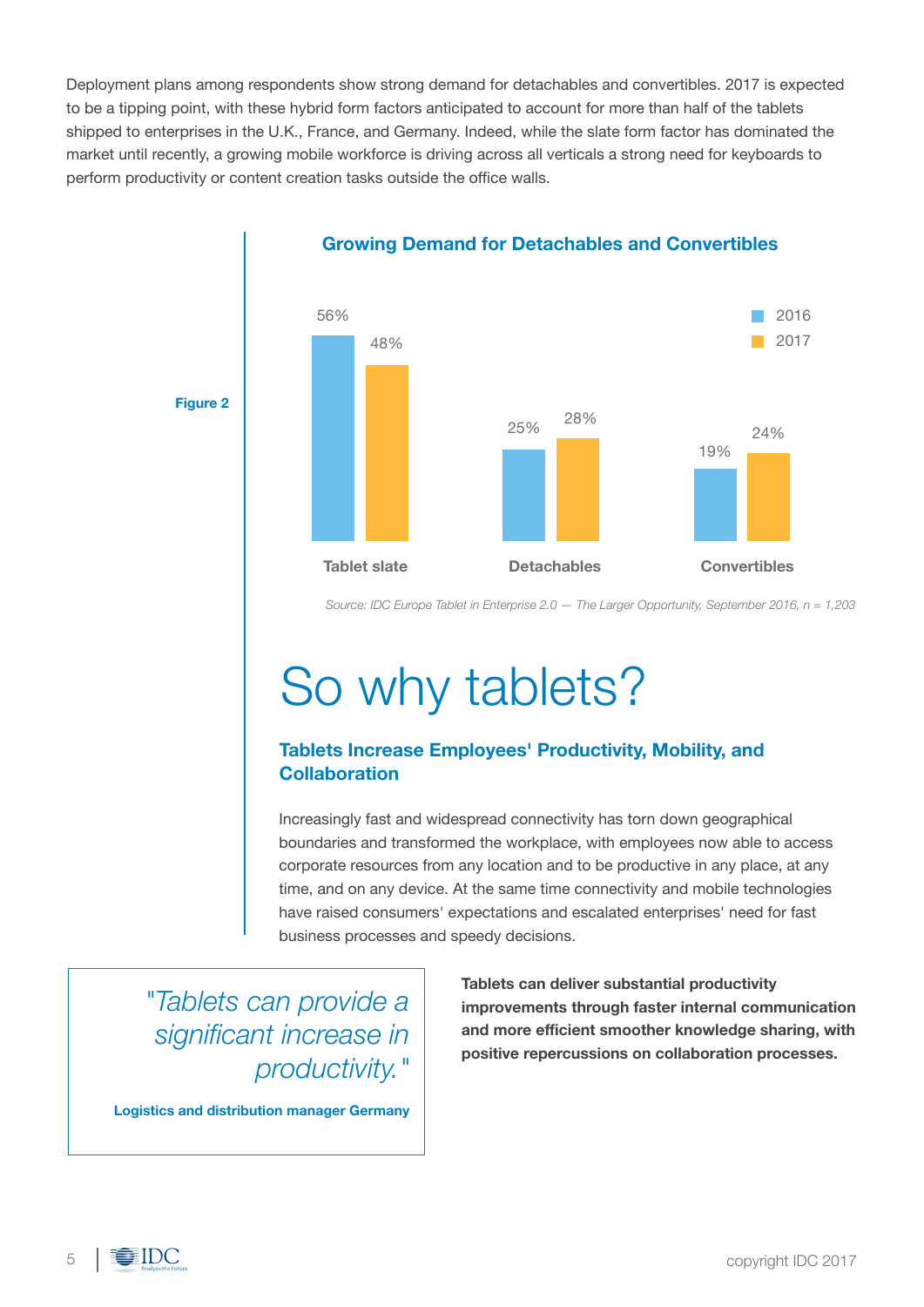Deployment plans among respondents show strong demand for detachables and convertibles. 2017 is expected to be a tipping point, with these hybrid form factors anticipated to account for more than half of the tablets shipped to enterprises in the U.K., France, and Germany. Indeed, while the slate form factor has dominated the market until recently, a growing mobile workforce is driving across all verticals a strong need for keyboards to perform productivity or content creation tasks outside the office walls.

**Figure 2**

**Growing Demand for Detachables and Convertibles**

| | 2016 | 2017 |
|---|---|---|
| Tablet slate | 56% | 48% |
| Detachables | 25% | 28% |
| Convertibles | 19% | 24% |

*Source: IDC Europe Tablet in Enterprise 2.0 — The Larger Opportunity, September 2016, n = 1,203*

# So why tablets?

## Tablets Increase Employees' Productivity, Mobility, and Collaboration

Increasingly fast and widespread connectivity has torn down geographical boundaries and transformed the workplace, with employees now able to access corporate resources from any location and to be productive in any place, at any time, and on any device. At the same time connectivity and mobile technologies have raised consumers' expectations and escalated enterprises' need for fast business processes and speedy decisions.

> *"Tablets can provide a significant increase in productivity."*
>
> **Logistics and distribution manager Germany**

**Tablets can deliver substantial productivity improvements through faster internal communication and more efficient smoother knowledge sharing, with positive repercussions on collaboration processes.**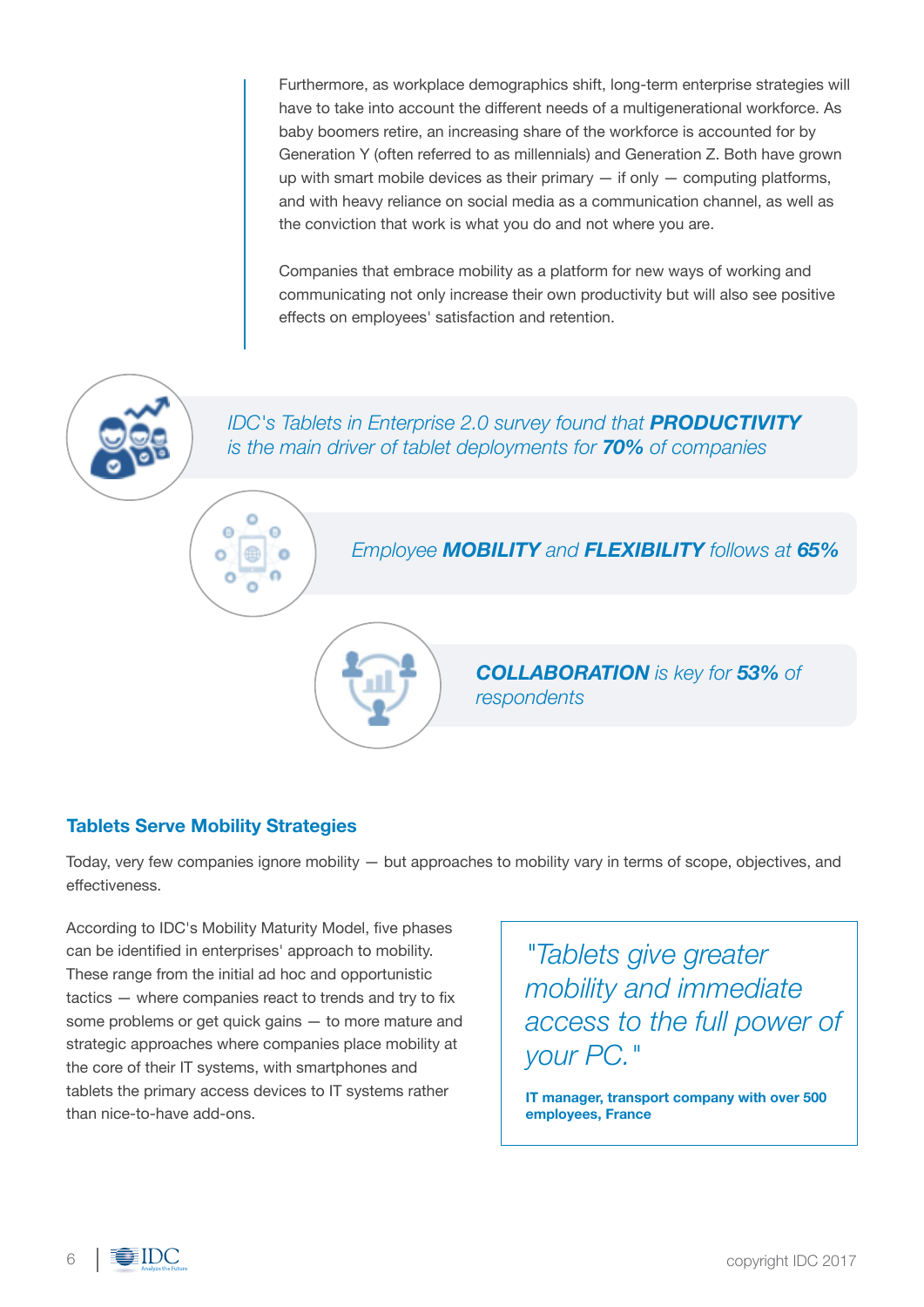Furthermore, as workplace demographics shift, long-term enterprise strategies will have to take into account the different needs of a multigenerational workforce. As baby boomers retire, an increasing share of the workforce is accounted for by Generation Y (often referred to as millennials) and Generation Z. Both have grown up with smart mobile devices as their primary — if only — computing platforms, and with heavy reliance on social media as a communication channel, as well as the conviction that work is what you do and not where you are.

Companies that embrace mobility as a platform for new ways of working and communicating not only increase their own productivity but will also see positive effects on employees' satisfaction and retention.

*IDC's Tablets in Enterprise 2.0 survey found that **PRODUCTIVITY** is the main driver of tablet deployments for **70%** of companies*

*Employee **MOBILITY** and **FLEXIBILITY** follows at **65%***

***COLLABORATION** is key for **53%** of respondents*

## Tablets Serve Mobility Strategies

Today, very few companies ignore mobility — but approaches to mobility vary in terms of scope, objectives, and effectiveness.

According to IDC's Mobility Maturity Model, five phases can be identified in enterprises' approach to mobility. These range from the initial ad hoc and opportunistic tactics — where companies react to trends and try to fix some problems or get quick gains — to more mature and strategic approaches where companies place mobility at the core of their IT systems, with smartphones and tablets the primary access devices to IT systems rather than nice-to-have add-ons.

> *"Tablets give greater mobility and immediate access to the full power of your PC."*
>
> **IT manager, transport company with over 500 employees, France**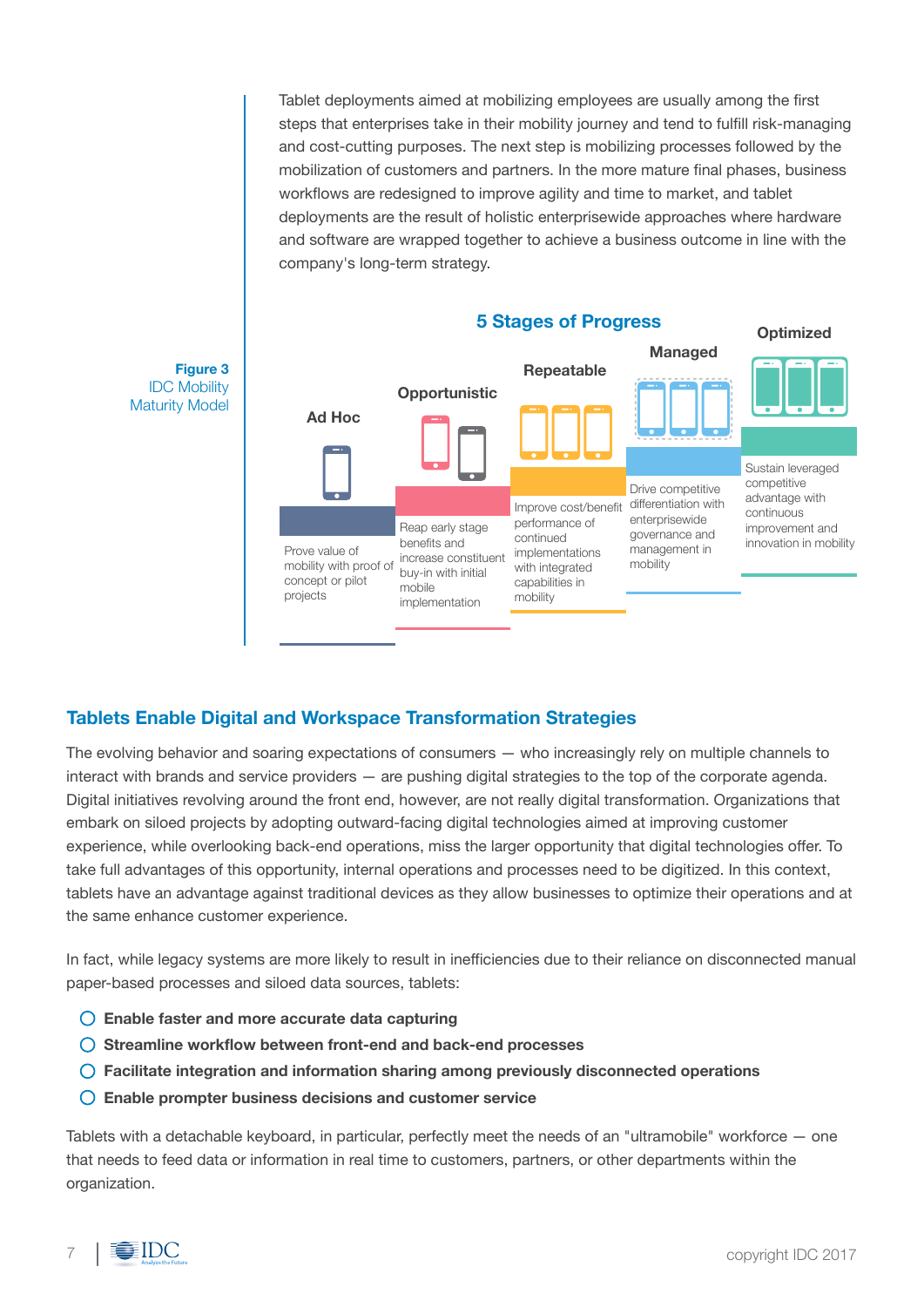Tablet deployments aimed at mobilizing employees are usually among the first steps that enterprises take in their mobility journey and tend to fulfill risk-managing and cost-cutting purposes. The next step is mobilizing processes followed by the mobilization of customers and partners. In the more mature final phases, business workflows are redesigned to improve agility and time to market, and tablet deployments are the result of holistic enterprisewide approaches where hardware and software are wrapped together to achieve a business outcome in line with the company's long-term strategy.

**Figure 3**
IDC Mobility Maturity Model

**5 Stages of Progress**

| Ad Hoc | Opportunistic | Repeatable | Managed | Optimized |
|---|---|---|---|---|
| Prove value of mobility with proof of concept or pilot projects | Reap early stage benefits and increase constituent buy-in with initial mobile implementation | Improve cost/benefit performance of continued implementations with integrated capabilities in mobility | Drive competitive differentiation with enterprisewide governance and management in mobility | Sustain leveraged competitive advantage with continuous improvement and innovation in mobility |

## Tablets Enable Digital and Workspace Transformation Strategies

The evolving behavior and soaring expectations of consumers — who increasingly rely on multiple channels to interact with brands and service providers — are pushing digital strategies to the top of the corporate agenda. Digital initiatives revolving around the front end, however, are not really digital transformation. Organizations that embark on siloed projects by adopting outward-facing digital technologies aimed at improving customer experience, while overlooking back-end operations, miss the larger opportunity that digital technologies offer. To take full advantages of this opportunity, internal operations and processes need to be digitized. In this context, tablets have an advantage against traditional devices as they allow businesses to optimize their operations and at the same time enhance customer experience.

In fact, while legacy systems are more likely to result in inefficiencies due to their reliance on disconnected manual paper-based processes and siloed data sources, tablets:

- **Enable faster and more accurate data capturing**
- **Streamline workflow between front-end and back-end processes**
- **Facilitate integration and information sharing among previously disconnected operations**
- **Enable prompter business decisions and customer service**

Tablets with a detachable keyboard, in particular, perfectly meet the needs of an "ultramobile" workforce — one that needs to feed data or information in real time to customers, partners, or other departments within the organization.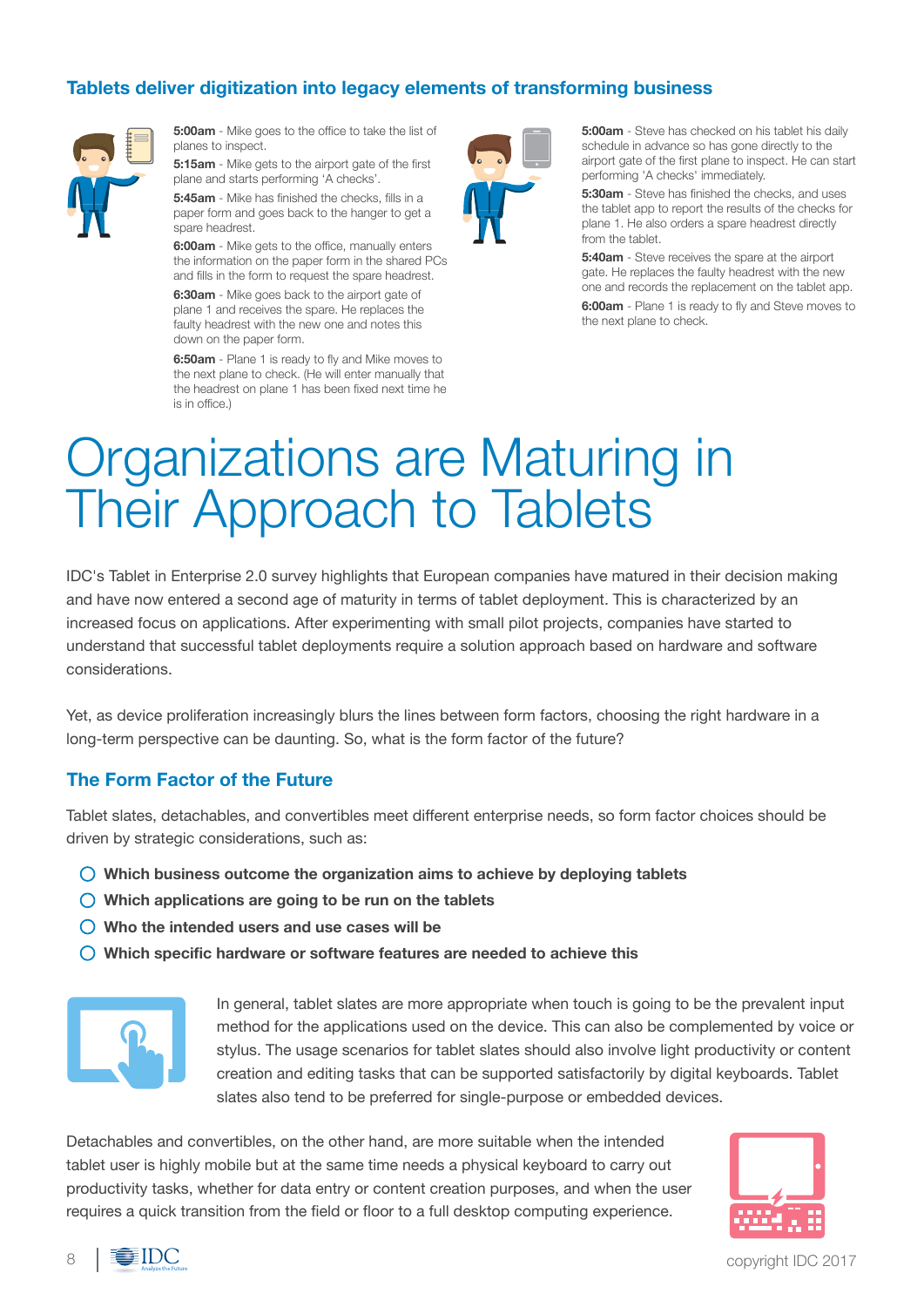## Tablets deliver digitization into legacy elements of transforming business

**5:00am** - Mike goes to the office to take the list of planes to inspect.

**5:15am** - Mike gets to the airport gate of the first plane and starts performing 'A checks'.

**5:45am** - Mike has finished the checks, fills in a paper form and goes back to the hanger to get a spare headrest.

**6:00am** - Mike gets to the office, manually enters the information on the paper form in the shared PCs and fills in the form to request the spare headrest.

**6:30am** - Mike goes back to the airport gate of plane 1 and receives the spare. He replaces the faulty headrest with the new one and notes this down on the paper form.

**6:50am** - Plane 1 is ready to fly and Mike moves to the next plane to check. (He will enter manually that the headrest on plane 1 has been fixed next time he is in office.)

**5:00am** - Steve has checked on his tablet his daily schedule in advance so has gone directly to the airport gate of the first plane to inspect. He can start performing 'A checks' immediately.

**5:30am** - Steve has finished the checks, and uses the tablet app to report the results of the checks for plane 1. He also orders a spare headrest directly from the tablet.

**5:40am** - Steve receives the spare at the airport gate. He replaces the faulty headrest with the new one and records the replacement on the tablet app.

**6:00am** - Plane 1 is ready to fly and Steve moves to the next plane to check.

# Organizations are Maturing in Their Approach to Tablets

IDC's Tablet in Enterprise 2.0 survey highlights that European companies have matured in their decision making and have now entered a second age of maturity in terms of tablet deployment. This is characterized by an increased focus on applications. After experimenting with small pilot projects, companies have started to understand that successful tablet deployments require a solution approach based on hardware and software considerations.

Yet, as device proliferation increasingly blurs the lines between form factors, choosing the right hardware in a long-term perspective can be daunting. So, what is the form factor of the future?

## The Form Factor of the Future

Tablet slates, detachables, and convertibles meet different enterprise needs, so form factor choices should be driven by strategic considerations, such as:

- **Which business outcome the organization aims to achieve by deploying tablets**
- **Which applications are going to be run on the tablets**
- **Who the intended users and use cases will be**
- **Which specific hardware or software features are needed to achieve this**

In general, tablet slates are more appropriate when touch is going to be the prevalent input method for the applications used on the device. This can also be complemented by voice or stylus. The usage scenarios for tablet slates should also involve light productivity or content creation and editing tasks that can be supported satisfactorily by digital keyboards. Tablet slates also tend to be preferred for single-purpose or embedded devices.

Detachables and convertibles, on the other hand, are more suitable when the intended tablet user is highly mobile but at the same time needs a physical keyboard to carry out productivity tasks, whether for data entry or content creation purposes, and when the user requires a quick transition from the field or floor to a full desktop computing experience.

copyright IDC 2017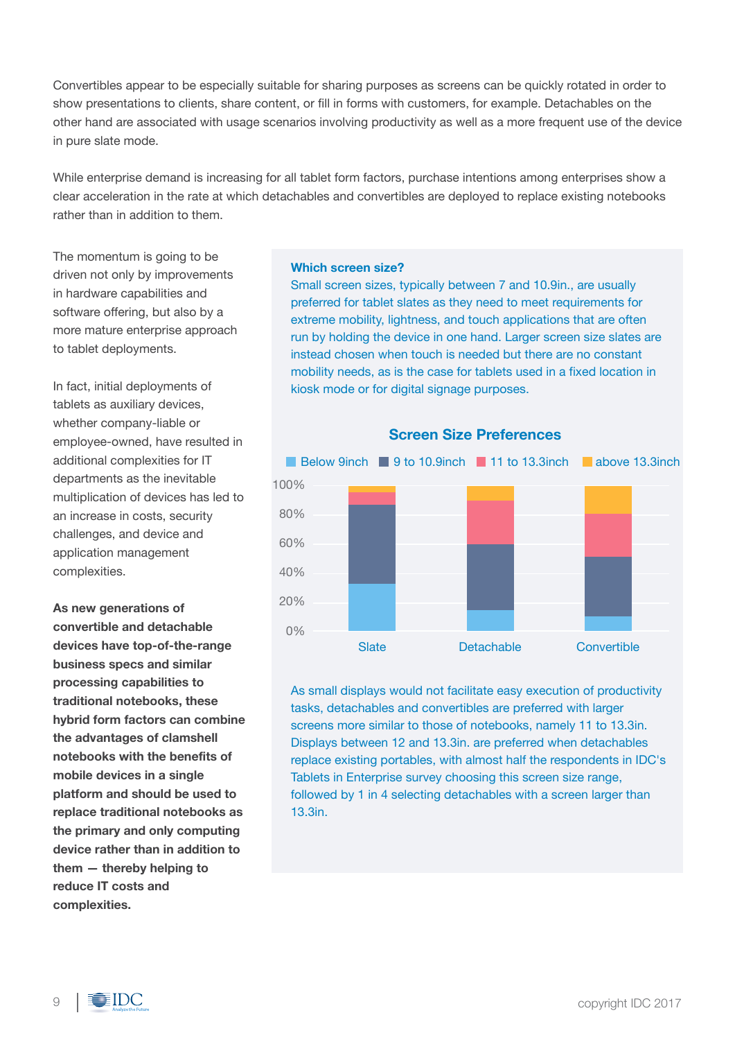Convertibles appear to be especially suitable for sharing purposes as screens can be quickly rotated in order to show presentations to clients, share content, or fill in forms with customers, for example. Detachables on the other hand are associated with usage scenarios involving productivity as well as a more frequent use of the device in pure slate mode.

While enterprise demand is increasing for all tablet form factors, purchase intentions among enterprises show a clear acceleration in the rate at which detachables and convertibles are deployed to replace existing notebooks rather than in addition to them.

The momentum is going to be driven not only by improvements in hardware capabilities and software offering, but also by a more mature enterprise approach to tablet deployments.

In fact, initial deployments of tablets as auxiliary devices, whether company-liable or employee-owned, have resulted in additional complexities for IT departments as the inevitable multiplication of devices has led to an increase in costs, security challenges, and device and application management complexities.

**As new generations of convertible and detachable devices have top-of-the-range business specs and similar processing capabilities to traditional notebooks, these hybrid form factors can combine the advantages of clamshell notebooks with the benefits of mobile devices in a single platform and should be used to replace traditional notebooks as the primary and only computing device rather than in addition to them — thereby helping to reduce IT costs and complexities.**

**Which screen size?**

Small screen sizes, typically between 7 and 10.9in., are usually preferred for tablet slates as they need to meet requirements for extreme mobility, lightness, and touch applications that are often run by holding the device in one hand. Larger screen size slates are instead chosen when touch is needed but there are no constant mobility needs, as is the case for tablets used in a fixed location in kiosk mode or for digital signage purposes.

**Screen Size Preferences**

Legend: Below 9inch | 9 to 10.9inch | 11 to 13.3inch | above 13.3inch

Y-axis: 0%, 20%, 40%, 60%, 80%, 100%

X-axis: Slate, Detachable, Convertible

As small displays would not facilitate easy execution of productivity tasks, detachables and convertibles are preferred with larger screens more similar to those of notebooks, namely 11 to 13.3in. Displays between 12 and 13.3in. are preferred when detachables replace existing portables, with almost half the respondents in IDC's Tablets in Enterprise survey choosing this screen size range, followed by 1 in 4 selecting detachables with a screen larger than 13.3in.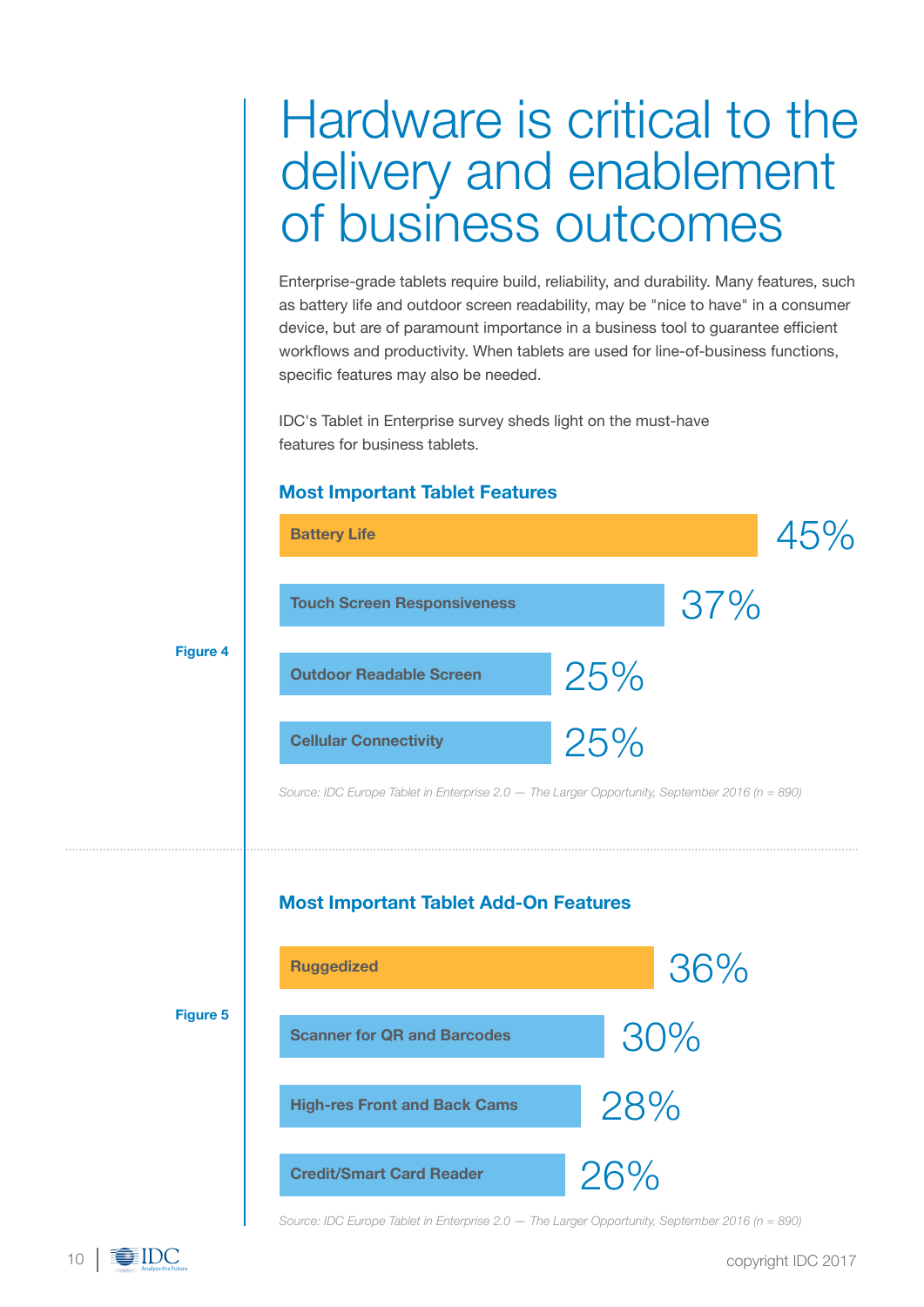# Hardware is critical to the delivery and enablement of business outcomes

Enterprise-grade tablets require build, reliability, and durability. Many features, such as battery life and outdoor screen readability, may be "nice to have" in a consumer device, but are of paramount importance in a business tool to guarantee efficient workflows and productivity. When tablets are used for line-of-business functions, specific features may also be needed.

IDC's Tablet in Enterprise survey sheds light on the must-have features for business tablets.

Figure 4

### Most Important Tablet Features

| Feature | % |
| --- | --- |
| Battery Life | 45% |
| Touch Screen Responsiveness | 37% |
| Outdoor Readable Screen | 25% |
| Cellular Connectivity | 25% |

*Source: IDC Europe Tablet in Enterprise 2.0 — The Larger Opportunity, September 2016 (n = 890)*

Figure 5

### Most Important Tablet Add-On Features

| Feature | % |
| --- | --- |
| Ruggedized | 36% |
| Scanner for QR and Barcodes | 30% |
| High-res Front and Back Cams | 28% |
| Credit/Smart Card Reader | 26% |

*Source: IDC Europe Tablet in Enterprise 2.0 — The Larger Opportunity, September 2016 (n = 890)*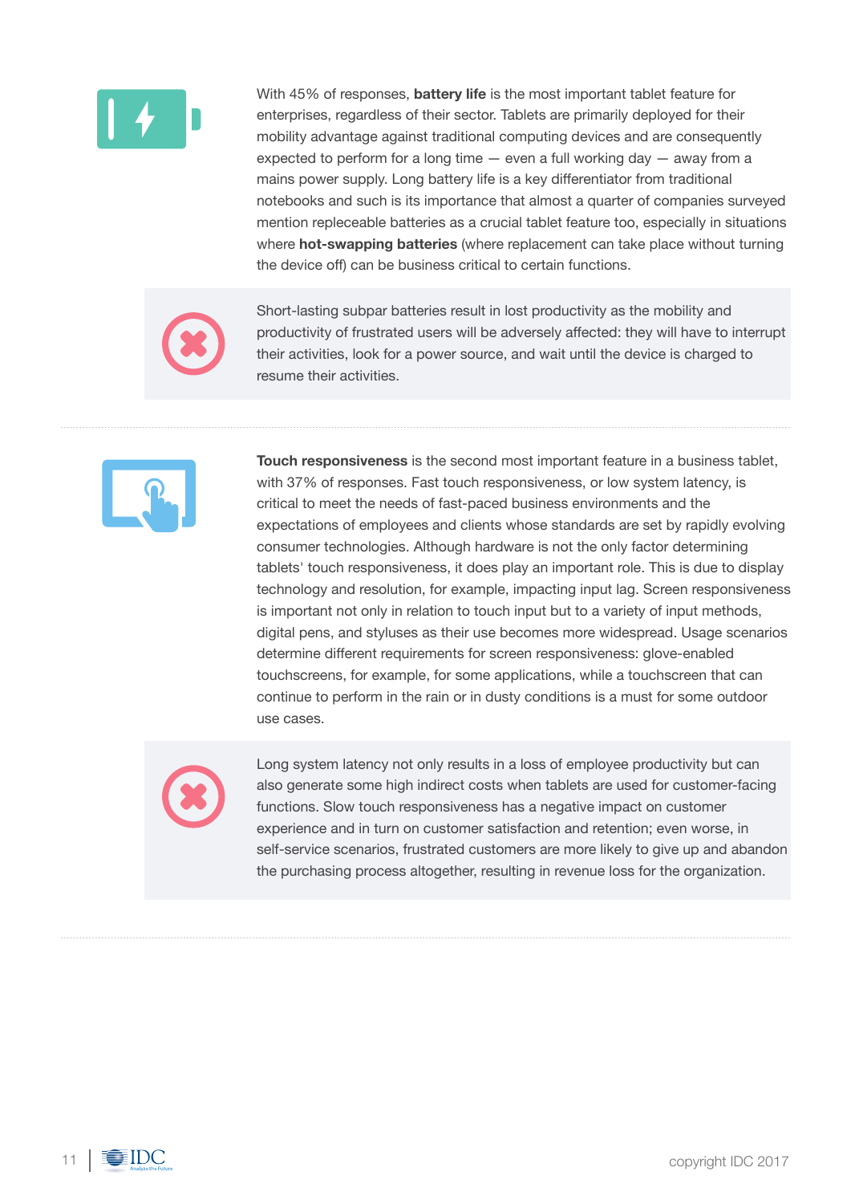With 45% of responses, **battery life** is the most important tablet feature for enterprises, regardless of their sector. Tablets are primarily deployed for their mobility advantage against traditional computing devices and are consequently expected to perform for a long time — even a full working day — away from a mains power supply. Long battery life is a key differentiator from traditional notebooks and such is its importance that almost a quarter of companies surveyed mention repleceable batteries as a crucial tablet feature too, especially in situations where **hot-swapping batteries** (where replacement can take place without turning the device off) can be business critical to certain functions.

Short-lasting subpar batteries result in lost productivity as the mobility and productivity of frustrated users will be adversely affected: they will have to interrupt their activities, look for a power source, and wait until the device is charged to resume their activities.

---

**Touch responsiveness** is the second most important feature in a business tablet, with 37% of responses. Fast touch responsiveness, or low system latency, is critical to meet the needs of fast-paced business environments and the expectations of employees and clients whose standards are set by rapidly evolving consumer technologies. Although hardware is not the only factor determining tablets' touch responsiveness, it does play an important role. This is due to display technology and resolution, for example, impacting input lag. Screen responsiveness is important not only in relation to touch input but to a variety of input methods, digital pens, and styluses as their use becomes more widespread. Usage scenarios determine different requirements for screen responsiveness: glove-enabled touchscreens, for example, for some applications, while a touchscreen that can continue to perform in the rain or in dusty conditions is a must for some outdoor use cases.

Long system latency not only results in a loss of employee productivity but can also generate some high indirect costs when tablets are used for customer-facing functions. Slow touch responsiveness has a negative impact on customer experience and in turn on customer satisfaction and retention; even worse, in self-service scenarios, frustrated customers are more likely to give up and abandon the purchasing process altogether, resulting in revenue loss for the organization.

---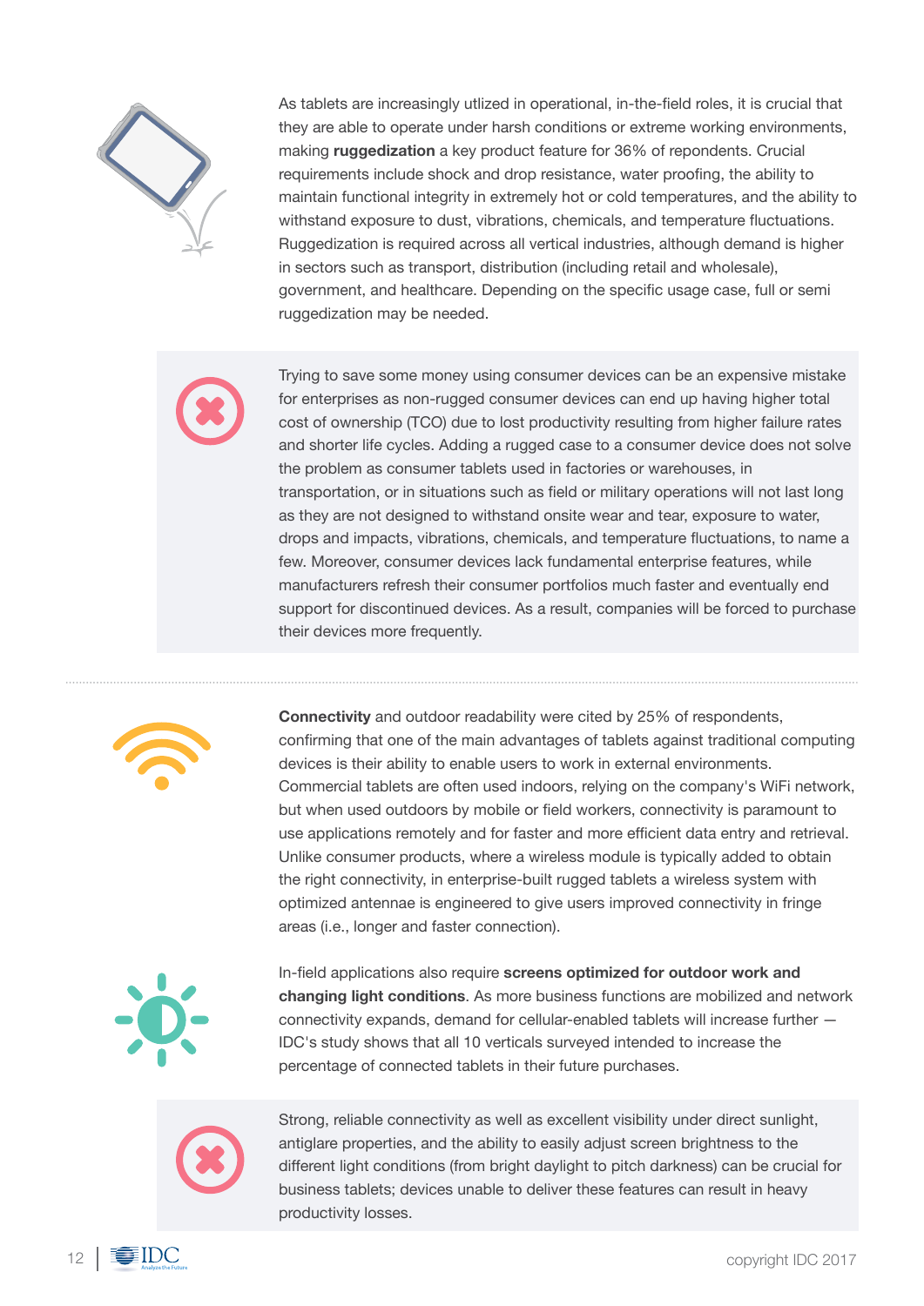As tablets are increasingly utlized in operational, in-the-field roles, it is crucial that they are able to operate under harsh conditions or extreme working environments, making **ruggedization** a key product feature for 36% of repondents. Crucial requirements include shock and drop resistance, water proofing, the ability to maintain functional integrity in extremely hot or cold temperatures, and the ability to withstand exposure to dust, vibrations, chemicals, and temperature fluctuations. Ruggedization is required across all vertical industries, although demand is higher in sectors such as transport, distribution (including retail and wholesale), government, and healthcare. Depending on the specific usage case, full or semi ruggedization may be needed.

Trying to save some money using consumer devices can be an expensive mistake for enterprises as non-rugged consumer devices can end up having higher total cost of ownership (TCO) due to lost productivity resulting from higher failure rates and shorter life cycles. Adding a rugged case to a consumer device does not solve the problem as consumer tablets used in factories or warehouses, in transportation, or in situations such as field or military operations will not last long as they are not designed to withstand onsite wear and tear, exposure to water, drops and impacts, vibrations, chemicals, and temperature fluctuations, to name a few. Moreover, consumer devices lack fundamental enterprise features, while manufacturers refresh their consumer portfolios much faster and eventually end support for discontinued devices. As a result, companies will be forced to purchase their devices more frequently.

**Connectivity** and outdoor readability were cited by 25% of respondents, confirming that one of the main advantages of tablets against traditional computing devices is their ability to enable users to work in external environments. Commercial tablets are often used indoors, relying on the company's WiFi network, but when used outdoors by mobile or field workers, connectivity is paramount to use applications remotely and for faster and more efficient data entry and retrieval. Unlike consumer products, where a wireless module is typically added to obtain the right connectivity, in enterprise-built rugged tablets a wireless system with optimized antennae is engineered to give users improved connectivity in fringe areas (i.e., longer and faster connection).

In-field applications also require **screens optimized for outdoor work and changing light conditions**. As more business functions are mobilized and network connectivity expands, demand for cellular-enabled tablets will increase further — IDC's study shows that all 10 verticals surveyed intended to increase the percentage of connected tablets in their future purchases.

Strong, reliable connectivity as well as excellent visibility under direct sunlight, antiglare properties, and the ability to easily adjust screen brightness to the different light conditions (from bright daylight to pitch darkness) can be crucial for business tablets; devices unable to deliver these features can result in heavy productivity losses.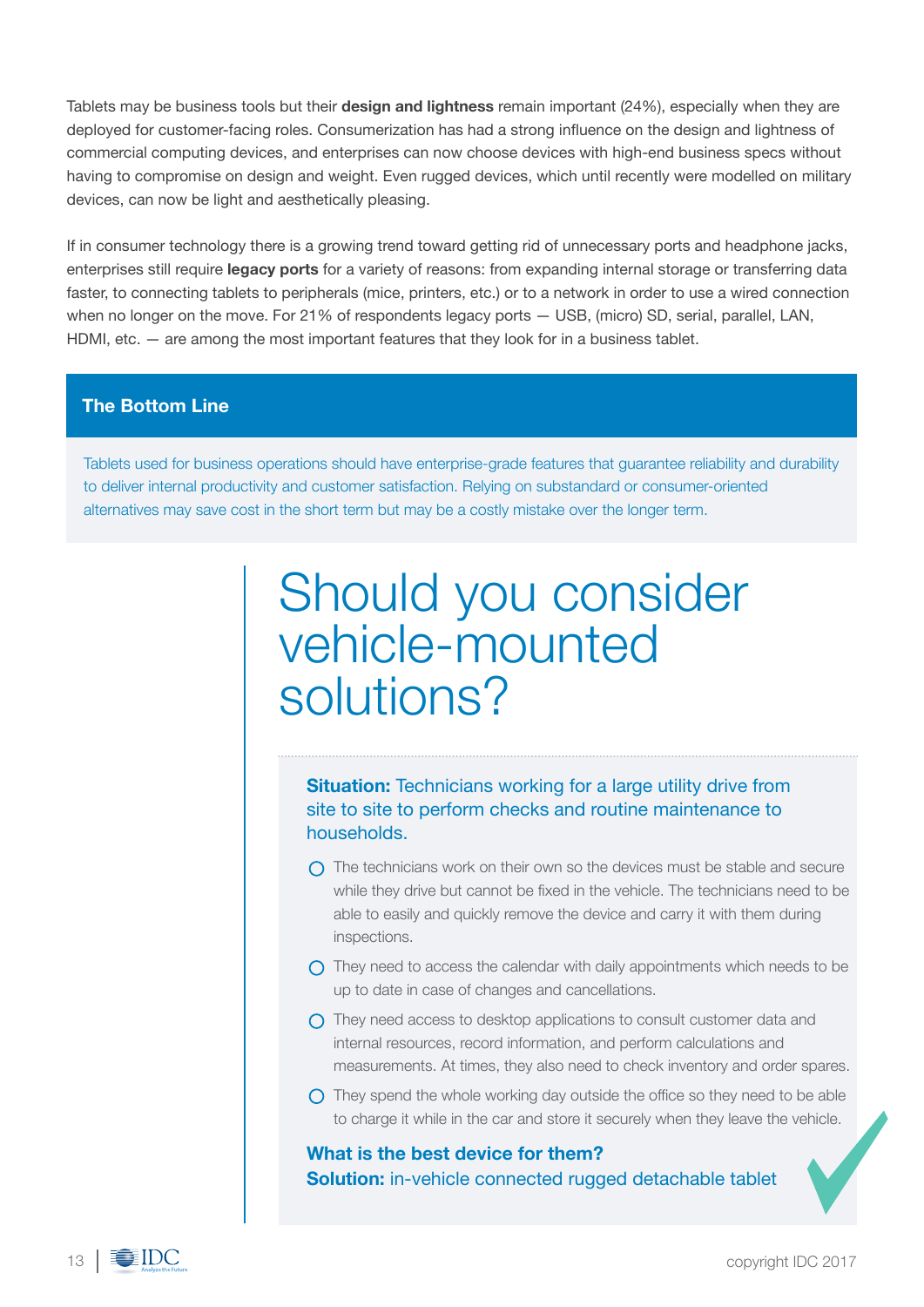Tablets may be business tools but their **design and lightness** remain important (24%), especially when they are deployed for customer-facing roles. Consumerization has had a strong influence on the design and lightness of commercial computing devices, and enterprises can now choose devices with high-end business specs without having to compromise on design and weight. Even rugged devices, which until recently were modelled on military devices, can now be light and aesthetically pleasing.

If in consumer technology there is a growing trend toward getting rid of unnecessary ports and headphone jacks, enterprises still require **legacy ports** for a variety of reasons: from expanding internal storage or transferring data faster, to connecting tablets to peripherals (mice, printers, etc.) or to a network in order to use a wired connection when no longer on the move. For 21% of respondents legacy ports — USB, (micro) SD, serial, parallel, LAN, HDMI, etc. — are among the most important features that they look for in a business tablet.

### The Bottom Line

Tablets used for business operations should have enterprise-grade features that guarantee reliability and durability to deliver internal productivity and customer satisfaction. Relying on substandard or consumer-oriented alternatives may save cost in the short term but may be a costly mistake over the longer term.

# Should you consider vehicle-mounted solutions?

**Situation:** Technicians working for a large utility drive from site to site to perform checks and routine maintenance to households.

- The technicians work on their own so the devices must be stable and secure while they drive but cannot be fixed in the vehicle. The technicians need to be able to easily and quickly remove the device and carry it with them during inspections.
- They need to access the calendar with daily appointments which needs to be up to date in case of changes and cancellations.
- They need access to desktop applications to consult customer data and internal resources, record information, and perform calculations and measurements. At times, they also need to check inventory and order spares.
- They spend the whole working day outside the office so they need to be able to charge it while in the car and store it securely when they leave the vehicle.

**What is the best device for them?**
**Solution:** in-vehicle connected rugged detachable tablet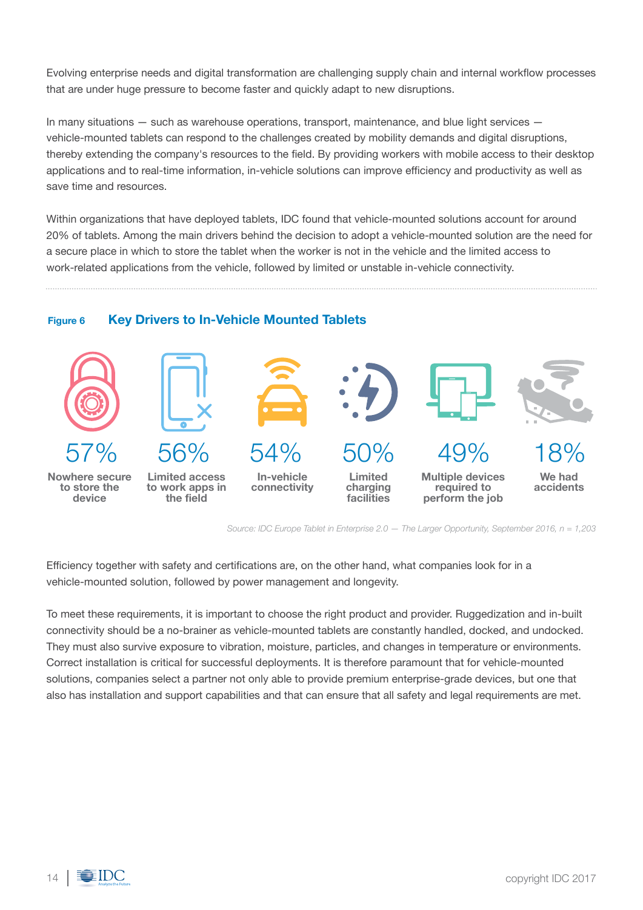Evolving enterprise needs and digital transformation are challenging supply chain and internal workflow processes that are under huge pressure to become faster and quickly adapt to new disruptions.

In many situations — such as warehouse operations, transport, maintenance, and blue light services — vehicle-mounted tablets can respond to the challenges created by mobility demands and digital disruptions, thereby extending the company's resources to the field. By providing workers with mobile access to their desktop applications and to real-time information, in-vehicle solutions can improve efficiency and productivity as well as save time and resources.

Within organizations that have deployed tablets, IDC found that vehicle-mounted solutions account for around 20% of tablets. Among the main drivers behind the decision to adopt a vehicle-mounted solution are the need for a secure place in which to store the tablet when the worker is not in the vehicle and the limited access to work-related applications from the vehicle, followed by limited or unstable in-vehicle connectivity.

**Figure 6** **Key Drivers to In-Vehicle Mounted Tablets**

| 57% | 56% | 54% | 50% | 49% | 18% |
|---|---|---|---|---|---|
| Nowhere secure to store the device | Limited access to work apps in the field | In-vehicle connectivity | Limited charging facilities | Multiple devices required to perform the job | We had accidents |

*Source: IDC Europe Tablet in Enterprise 2.0 — The Larger Opportunity, September 2016, n = 1,203*

Efficiency together with safety and certifications are, on the other hand, what companies look for in a vehicle-mounted solution, followed by power management and longevity.

To meet these requirements, it is important to choose the right product and provider. Ruggedization and in-built connectivity should be a no-brainer as vehicle-mounted tablets are constantly handled, docked, and undocked. They must also survive exposure to vibration, moisture, particles, and changes in temperature or environments. Correct installation is critical for successful deployments. It is therefore paramount that for vehicle-mounted solutions, companies select a partner not only able to provide premium enterprise-grade devices, but one that also has installation and support capabilities and that can ensure that all safety and legal requirements are met.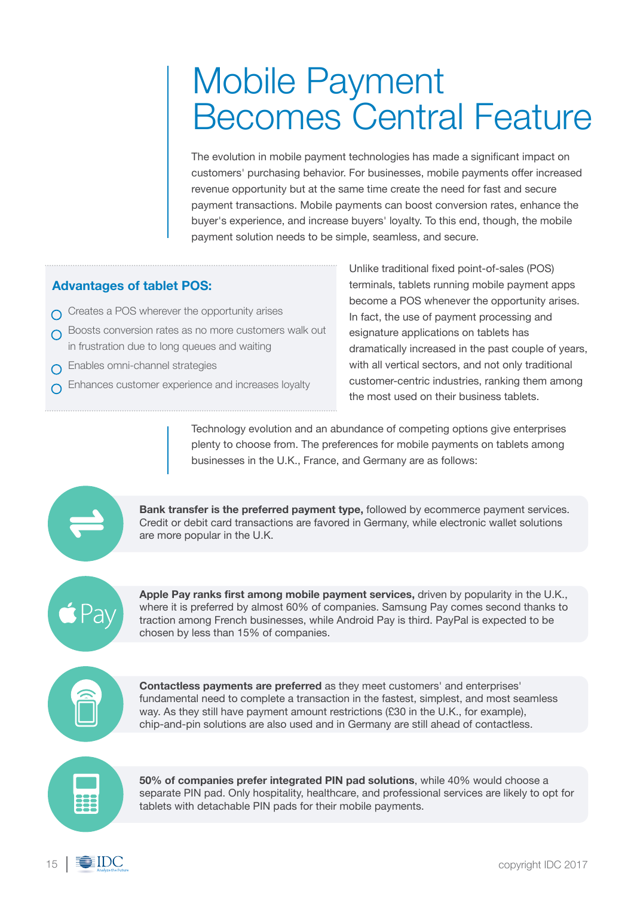# Mobile Payment Becomes Central Feature

The evolution in mobile payment technologies has made a significant impact on customers' purchasing behavior. For businesses, mobile payments offer increased revenue opportunity but at the same time create the need for fast and secure payment transactions. Mobile payments can boost conversion rates, enhance the buyer's experience, and increase buyers' loyalty. To this end, though, the mobile payment solution needs to be simple, seamless, and secure.

### Advantages of tablet POS:

- Creates a POS wherever the opportunity arises
- Boosts conversion rates as no more customers walk out in frustration due to long queues and waiting
- Enables omni-channel strategies
- Enhances customer experience and increases loyalty

Unlike traditional fixed point-of-sales (POS) terminals, tablets running mobile payment apps become a POS whenever the opportunity arises. In fact, the use of payment processing and esignature applications on tablets has dramatically increased in the past couple of years, with all vertical sectors, and not only traditional customer-centric industries, ranking them among the most used on their business tablets.

Technology evolution and an abundance of competing options give enterprises plenty to choose from. The preferences for mobile payments on tablets among businesses in the U.K., France, and Germany are as follows:

**Bank transfer is the preferred payment type,** followed by ecommerce payment services. Credit or debit card transactions are favored in Germany, while electronic wallet solutions are more popular in the U.K.

**Apple Pay ranks first among mobile payment services,** driven by popularity in the U.K., where it is preferred by almost 60% of companies. Samsung Pay comes second thanks to traction among French businesses, while Android Pay is third. PayPal is expected to be chosen by less than 15% of companies.

**Contactless payments are preferred** as they meet customers' and enterprises' fundamental need to complete a transaction in the fastest, simplest, and most seamless way. As they still have payment amount restrictions (£30 in the U.K., for example), chip-and-pin solutions are also used and in Germany are still ahead of contactless.

**50% of companies prefer integrated PIN pad solutions**, while 40% would choose a separate PIN pad. Only hospitality, healthcare, and professional services are likely to opt for tablets with detachable PIN pads for their mobile payments.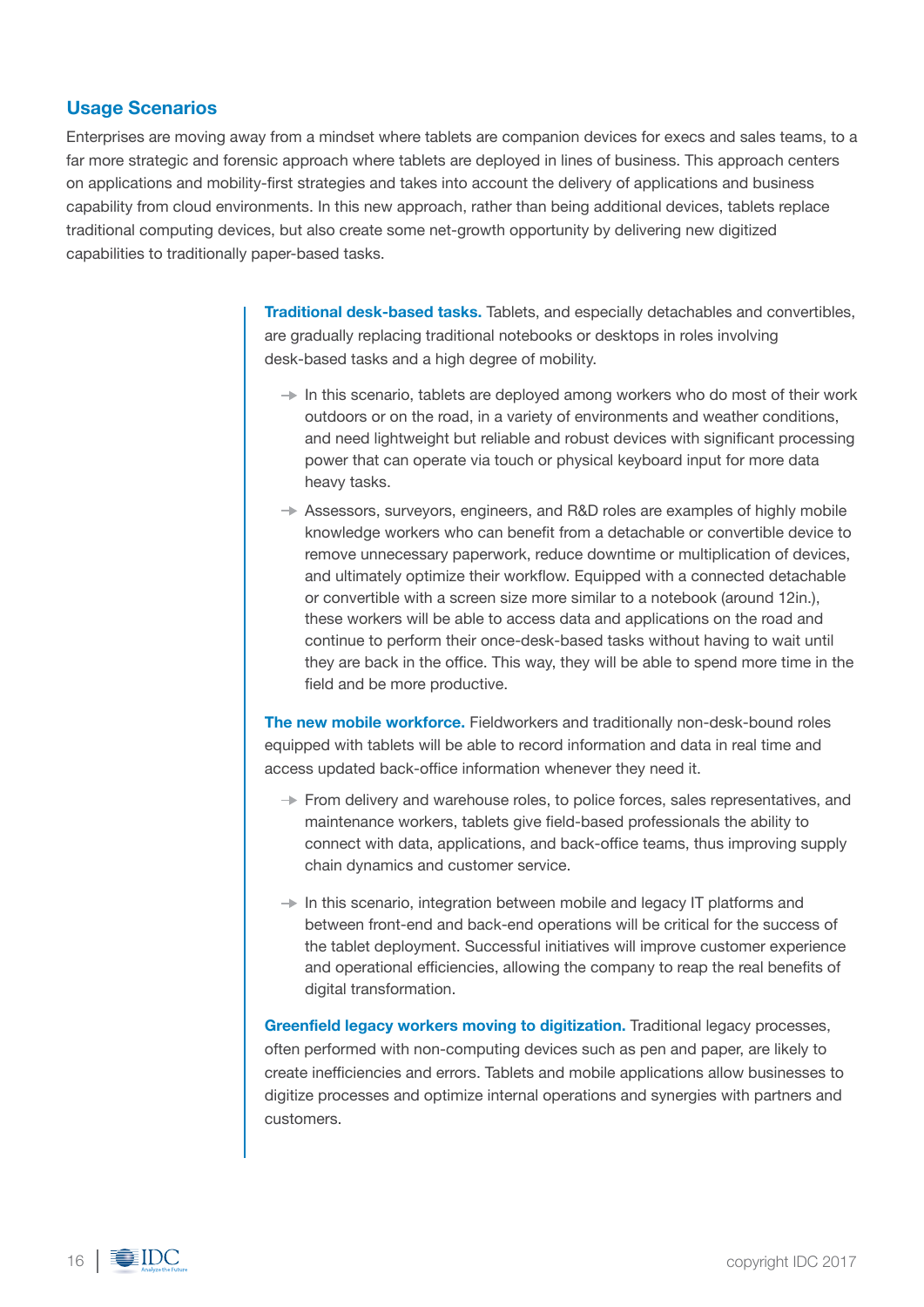## Usage Scenarios

Enterprises are moving away from a mindset where tablets are companion devices for execs and sales teams, to a far more strategic and forensic approach where tablets are deployed in lines of business. This approach centers on applications and mobility-first strategies and takes into account the delivery of applications and business capability from cloud environments. In this new approach, rather than being additional devices, tablets replace traditional computing devices, but also create some net-growth opportunity by delivering new digitized capabilities to traditionally paper-based tasks.

**Traditional desk-based tasks.** Tablets, and especially detachables and convertibles, are gradually replacing traditional notebooks or desktops in roles involving desk-based tasks and a high degree of mobility.

- In this scenario, tablets are deployed among workers who do most of their work outdoors or on the road, in a variety of environments and weather conditions, and need lightweight but reliable and robust devices with significant processing power that can operate via touch or physical keyboard input for more data heavy tasks.
- Assessors, surveyors, engineers, and R&D roles are examples of highly mobile knowledge workers who can benefit from a detachable or convertible device to remove unnecessary paperwork, reduce downtime or multiplication of devices, and ultimately optimize their workflow. Equipped with a connected detachable or convertible with a screen size more similar to a notebook (around 12in.), these workers will be able to access data and applications on the road and continue to perform their once-desk-based tasks without having to wait until they are back in the office. This way, they will be able to spend more time in the field and be more productive.

**The new mobile workforce.** Fieldworkers and traditionally non-desk-bound roles equipped with tablets will be able to record information and data in real time and access updated back-office information whenever they need it.

- From delivery and warehouse roles, to police forces, sales representatives, and maintenance workers, tablets give field-based professionals the ability to connect with data, applications, and back-office teams, thus improving supply chain dynamics and customer service.
- In this scenario, integration between mobile and legacy IT platforms and between front-end and back-end operations will be critical for the success of the tablet deployment. Successful initiatives will improve customer experience and operational efficiencies, allowing the company to reap the real benefits of digital transformation.

**Greenfield legacy workers moving to digitization.** Traditional legacy processes, often performed with non-computing devices such as pen and paper, are likely to create inefficiencies and errors. Tablets and mobile applications allow businesses to digitize processes and optimize internal operations and synergies with partners and customers.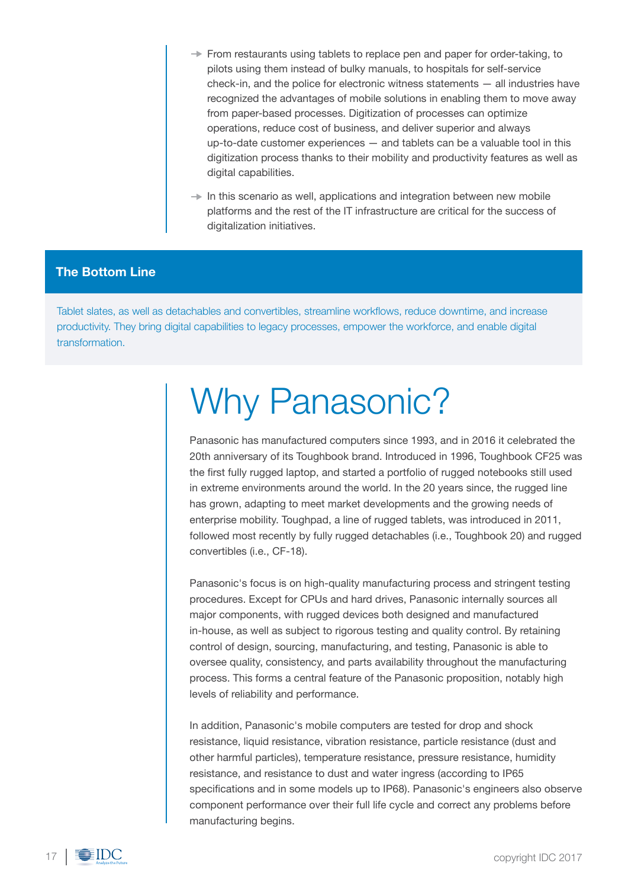- From restaurants using tablets to replace pen and paper for order-taking, to pilots using them instead of bulky manuals, to hospitals for self-service check-in, and the police for electronic witness statements — all industries have recognized the advantages of mobile solutions in enabling them to move away from paper-based processes. Digitization of processes can optimize operations, reduce cost of business, and deliver superior and always up-to-date customer experiences — and tablets can be a valuable tool in this digitization process thanks to their mobility and productivity features as well as digital capabilities.
- In this scenario as well, applications and integration between new mobile platforms and the rest of the IT infrastructure are critical for the success of digitalization initiatives.

### The Bottom Line

Tablet slates, as well as detachables and convertibles, streamline workflows, reduce downtime, and increase productivity. They bring digital capabilities to legacy processes, empower the workforce, and enable digital transformation.

# Why Panasonic?

Panasonic has manufactured computers since 1993, and in 2016 it celebrated the 20th anniversary of its Toughbook brand. Introduced in 1996, Toughbook CF25 was the first fully rugged laptop, and started a portfolio of rugged notebooks still used in extreme environments around the world. In the 20 years since, the rugged line has grown, adapting to meet market developments and the growing needs of enterprise mobility. Toughpad, a line of rugged tablets, was introduced in 2011, followed most recently by fully rugged detachables (i.e., Toughbook 20) and rugged convertibles (i.e., CF-18).

Panasonic's focus is on high-quality manufacturing process and stringent testing procedures. Except for CPUs and hard drives, Panasonic internally sources all major components, with rugged devices both designed and manufactured in-house, as well as subject to rigorous testing and quality control. By retaining control of design, sourcing, manufacturing, and testing, Panasonic is able to oversee quality, consistency, and parts availability throughout the manufacturing process. This forms a central feature of the Panasonic proposition, notably high levels of reliability and performance.

In addition, Panasonic's mobile computers are tested for drop and shock resistance, liquid resistance, vibration resistance, particle resistance (dust and other harmful particles), temperature resistance, pressure resistance, humidity resistance, and resistance to dust and water ingress (according to IP65 specifications and in some models up to IP68). Panasonic's engineers also observe component performance over their full life cycle and correct any problems before manufacturing begins.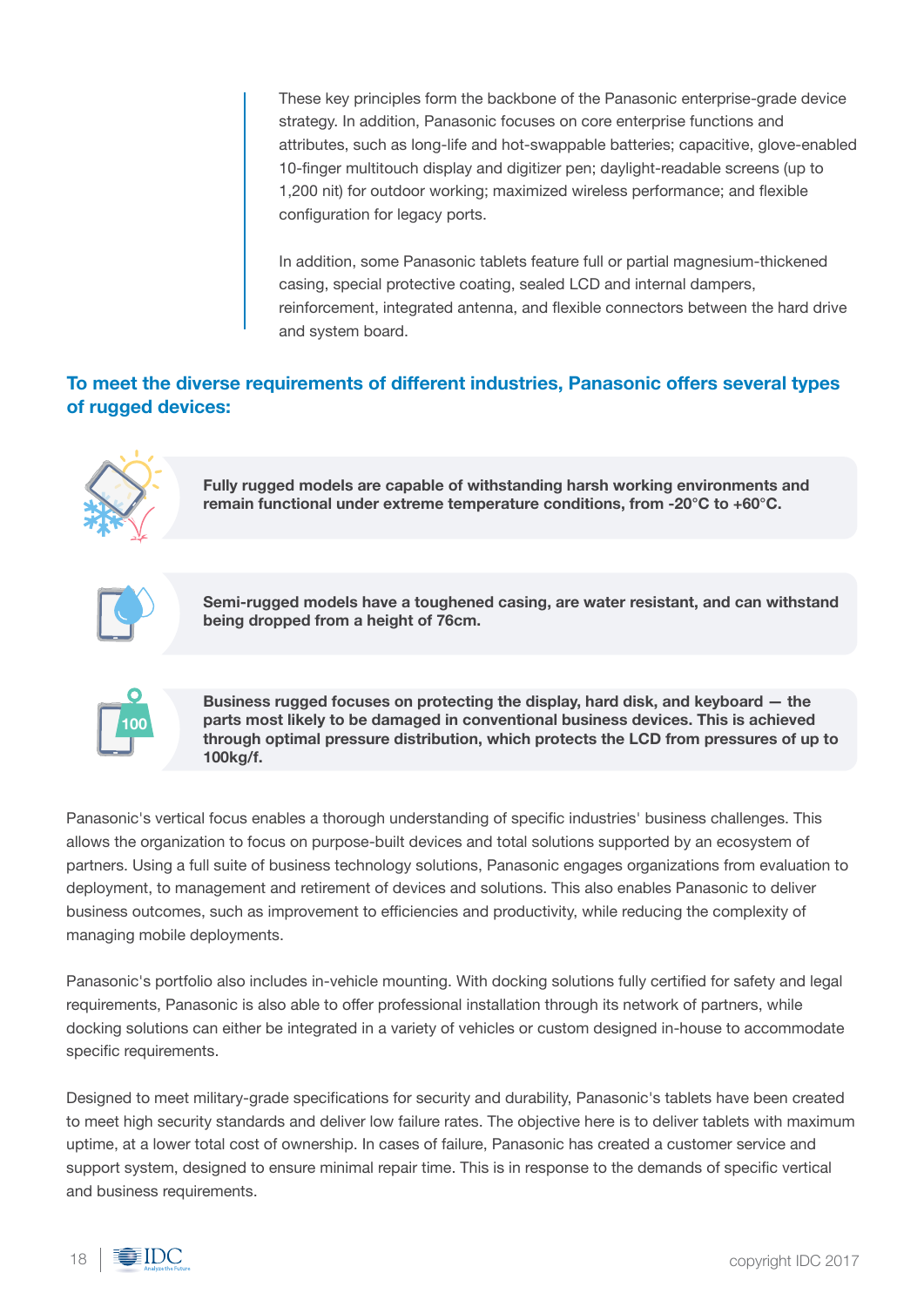These key principles form the backbone of the Panasonic enterprise-grade device strategy. In addition, Panasonic focuses on core enterprise functions and attributes, such as long-life and hot-swappable batteries; capacitive, glove-enabled 10-finger multitouch display and digitizer pen; daylight-readable screens (up to 1,200 nit) for outdoor working; maximized wireless performance; and flexible configuration for legacy ports.

In addition, some Panasonic tablets feature full or partial magnesium-thickened casing, special protective coating, sealed LCD and internal dampers, reinforcement, integrated antenna, and flexible connectors between the hard drive and system board.

## To meet the diverse requirements of different industries, Panasonic offers several types of rugged devices:

**Fully rugged models are capable of withstanding harsh working environments and remain functional under extreme temperature conditions, from -20°C to +60°C.**

**Semi-rugged models have a toughened casing, are water resistant, and can withstand being dropped from a height of 76cm.**

**Business rugged focuses on protecting the display, hard disk, and keyboard — the parts most likely to be damaged in conventional business devices. This is achieved through optimal pressure distribution, which protects the LCD from pressures of up to 100kg/f.**

Panasonic's vertical focus enables a thorough understanding of specific industries' business challenges. This allows the organization to focus on purpose-built devices and total solutions supported by an ecosystem of partners. Using a full suite of business technology solutions, Panasonic engages organizations from evaluation to deployment, to management and retirement of devices and solutions. This also enables Panasonic to deliver business outcomes, such as improvement to efficiencies and productivity, while reducing the complexity of managing mobile deployments.

Panasonic's portfolio also includes in-vehicle mounting. With docking solutions fully certified for safety and legal requirements, Panasonic is also able to offer professional installation through its network of partners, while docking solutions can either be integrated in a variety of vehicles or custom designed in-house to accommodate specific requirements.

Designed to meet military-grade specifications for security and durability, Panasonic's tablets have been created to meet high security standards and deliver low failure rates. The objective here is to deliver tablets with maximum uptime, at a lower total cost of ownership. In cases of failure, Panasonic has created a customer service and support system, designed to ensure minimal repair time. This is in response to the demands of specific vertical and business requirements.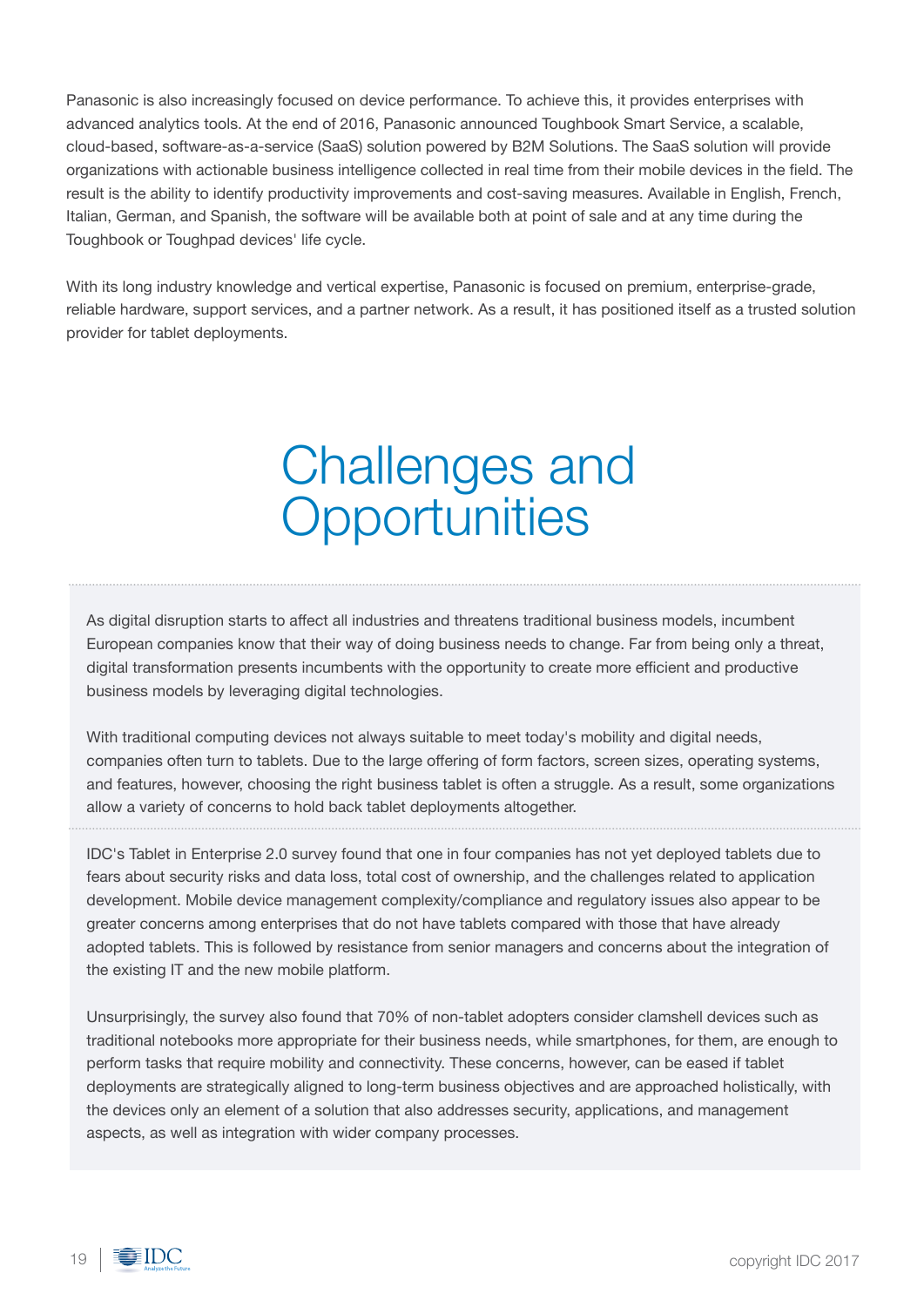Panasonic is also increasingly focused on device performance. To achieve this, it provides enterprises with advanced analytics tools. At the end of 2016, Panasonic announced Toughbook Smart Service, a scalable, cloud-based, software-as-a-service (SaaS) solution powered by B2M Solutions. The SaaS solution will provide organizations with actionable business intelligence collected in real time from their mobile devices in the field. The result is the ability to identify productivity improvements and cost-saving measures. Available in English, French, Italian, German, and Spanish, the software will be available both at point of sale and at any time during the Toughbook or Toughpad devices' life cycle.

With its long industry knowledge and vertical expertise, Panasonic is focused on premium, enterprise-grade, reliable hardware, support services, and a partner network. As a result, it has positioned itself as a trusted solution provider for tablet deployments.

# Challenges and Opportunities

As digital disruption starts to affect all industries and threatens traditional business models, incumbent European companies know that their way of doing business needs to change. Far from being only a threat, digital transformation presents incumbents with the opportunity to create more efficient and productive business models by leveraging digital technologies.

With traditional computing devices not always suitable to meet today's mobility and digital needs, companies often turn to tablets. Due to the large offering of form factors, screen sizes, operating systems, and features, however, choosing the right business tablet is often a struggle. As a result, some organizations allow a variety of concerns to hold back tablet deployments altogether.

IDC's Tablet in Enterprise 2.0 survey found that one in four companies has not yet deployed tablets due to fears about security risks and data loss, total cost of ownership, and the challenges related to application development. Mobile device management complexity/compliance and regulatory issues also appear to be greater concerns among enterprises that do not have tablets compared with those that have already adopted tablets. This is followed by resistance from senior managers and concerns about the integration of the existing IT and the new mobile platform.

Unsurprisingly, the survey also found that 70% of non-tablet adopters consider clamshell devices such as traditional notebooks more appropriate for their business needs, while smartphones, for them, are enough to perform tasks that require mobility and connectivity. These concerns, however, can be eased if tablet deployments are strategically aligned to long-term business objectives and are approached holistically, with the devices only an element of a solution that also addresses security, applications, and management aspects, as well as integration with wider company processes.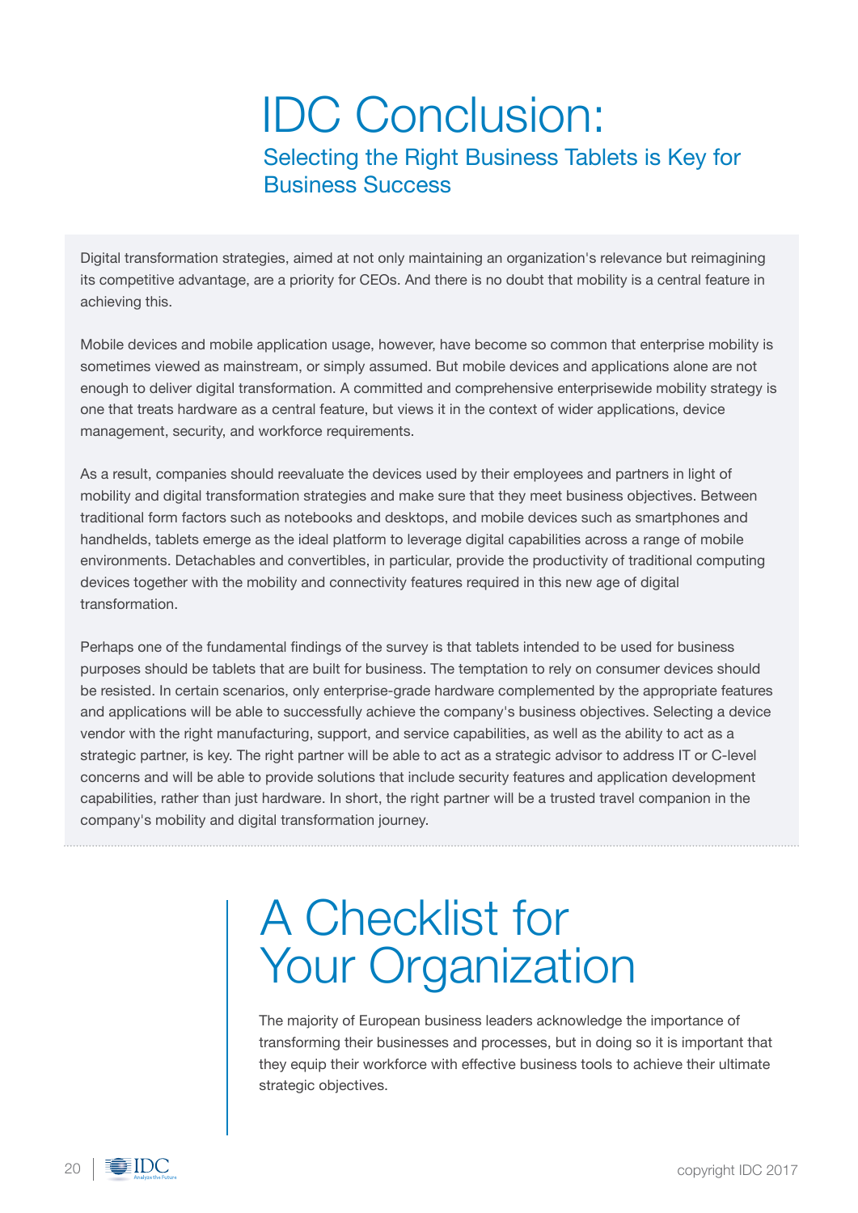# IDC Conclusion:

## Selecting the Right Business Tablets is Key for Business Success

Digital transformation strategies, aimed at not only maintaining an organization's relevance but reimagining its competitive advantage, are a priority for CEOs. And there is no doubt that mobility is a central feature in achieving this.

Mobile devices and mobile application usage, however, have become so common that enterprise mobility is sometimes viewed as mainstream, or simply assumed. But mobile devices and applications alone are not enough to deliver digital transformation. A committed and comprehensive enterprisewide mobility strategy is one that treats hardware as a central feature, but views it in the context of wider applications, device management, security, and workforce requirements.

As a result, companies should reevaluate the devices used by their employees and partners in light of mobility and digital transformation strategies and make sure that they meet business objectives. Between traditional form factors such as notebooks and desktops, and mobile devices such as smartphones and handhelds, tablets emerge as the ideal platform to leverage digital capabilities across a range of mobile environments. Detachables and convertibles, in particular, provide the productivity of traditional computing devices together with the mobility and connectivity features required in this new age of digital transformation.

Perhaps one of the fundamental findings of the survey is that tablets intended to be used for business purposes should be tablets that are built for business. The temptation to rely on consumer devices should be resisted. In certain scenarios, only enterprise-grade hardware complemented by the appropriate features and applications will be able to successfully achieve the company's business objectives. Selecting a device vendor with the right manufacturing, support, and service capabilities, as well as the ability to act as a strategic partner, is key. The right partner will be able to act as a strategic advisor to address IT or C-level concerns and will be able to provide solutions that include security features and application development capabilities, rather than just hardware. In short, the right partner will be a trusted travel companion in the company's mobility and digital transformation journey.

# A Checklist for Your Organization

The majority of European business leaders acknowledge the importance of transforming their businesses and processes, but in doing so it is important that they equip their workforce with effective business tools to achieve their ultimate strategic objectives.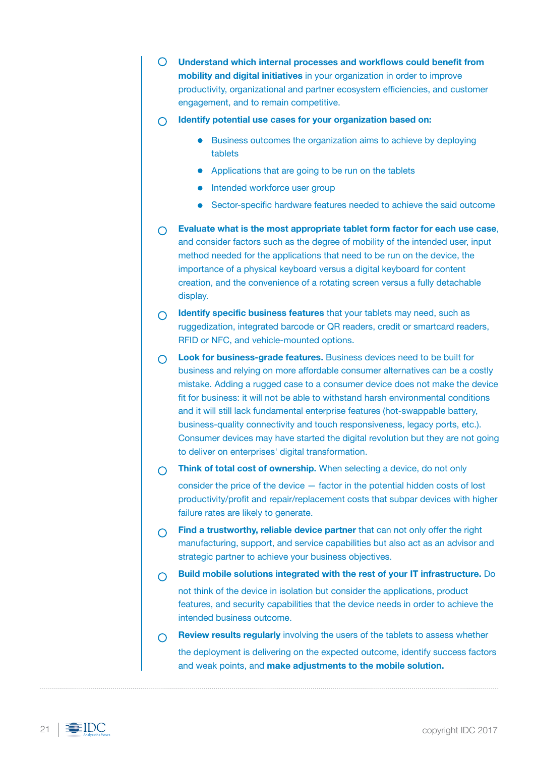- **Understand which internal processes and workflows could benefit from mobility and digital initiatives** in your organization in order to improve productivity, organizational and partner ecosystem efficiencies, and customer engagement, and to remain competitive.
- **Identify potential use cases for your organization based on:**
    - Business outcomes the organization aims to achieve by deploying tablets
    - Applications that are going to be run on the tablets
    - Intended workforce user group
    - Sector-specific hardware features needed to achieve the said outcome
- **Evaluate what is the most appropriate tablet form factor for each use case**, and consider factors such as the degree of mobility of the intended user, input method needed for the applications that need to be run on the device, the importance of a physical keyboard versus a digital keyboard for content creation, and the convenience of a rotating screen versus a fully detachable display.
- **Identify specific business features** that your tablets may need, such as ruggedization, integrated barcode or QR readers, credit or smartcard readers, RFID or NFC, and vehicle-mounted options.
- **Look for business-grade features.** Business devices need to be built for business and relying on more affordable consumer alternatives can be a costly mistake. Adding a rugged case to a consumer device does not make the device fit for business: it will not be able to withstand harsh environmental conditions and it will still lack fundamental enterprise features (hot-swappable battery, business-quality connectivity and touch responsiveness, legacy ports, etc.). Consumer devices may have started the digital revolution but they are not going to deliver on enterprises' digital transformation.
- **Think of total cost of ownership.** When selecting a device, do not only consider the price of the device — factor in the potential hidden costs of lost productivity/profit and repair/replacement costs that subpar devices with higher failure rates are likely to generate.
- **Find a trustworthy, reliable device partner** that can not only offer the right manufacturing, support, and service capabilities but also act as an advisor and strategic partner to achieve your business objectives.
- **Build mobile solutions integrated with the rest of your IT infrastructure.** Do not think of the device in isolation but consider the applications, product features, and security capabilities that the device needs in order to achieve the intended business outcome.
- **Review results regularly** involving the users of the tablets to assess whether the deployment is delivering on the expected outcome, identify success factors and weak points, and **make adjustments to the mobile solution.**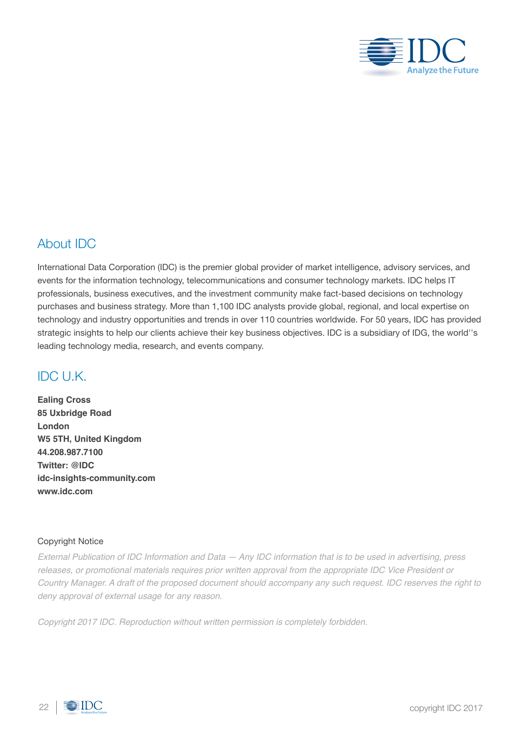## About IDC

International Data Corporation (IDC) is the premier global provider of market intelligence, advisory services, and events for the information technology, telecommunications and consumer technology markets. IDC helps IT professionals, business executives, and the investment community make fact-based decisions on technology purchases and business strategy. More than 1,100 IDC analysts provide global, regional, and local expertise on technology and industry opportunities and trends in over 110 countries worldwide. For 50 years, IDC has provided strategic insights to help our clients achieve their key business objectives. IDC is a subsidiary of IDG, the world''s leading technology media, research, and events company.

## IDC U.K.

**Ealing Cross**
**85 Uxbridge Road**
**London**
**W5 5TH, United Kingdom**
**44.208.987.7100**
**Twitter: @IDC**
**idc-insights-community.com**
**www.idc.com**

Copyright Notice

*External Publication of IDC Information and Data — Any IDC information that is to be used in advertising, press releases, or promotional materials requires prior written approval from the appropriate IDC Vice President or Country Manager. A draft of the proposed document should accompany any such request. IDC reserves the right to deny approval of external usage for any reason.*

*Copyright 2017 IDC. Reproduction without written permission is completely forbidden.*